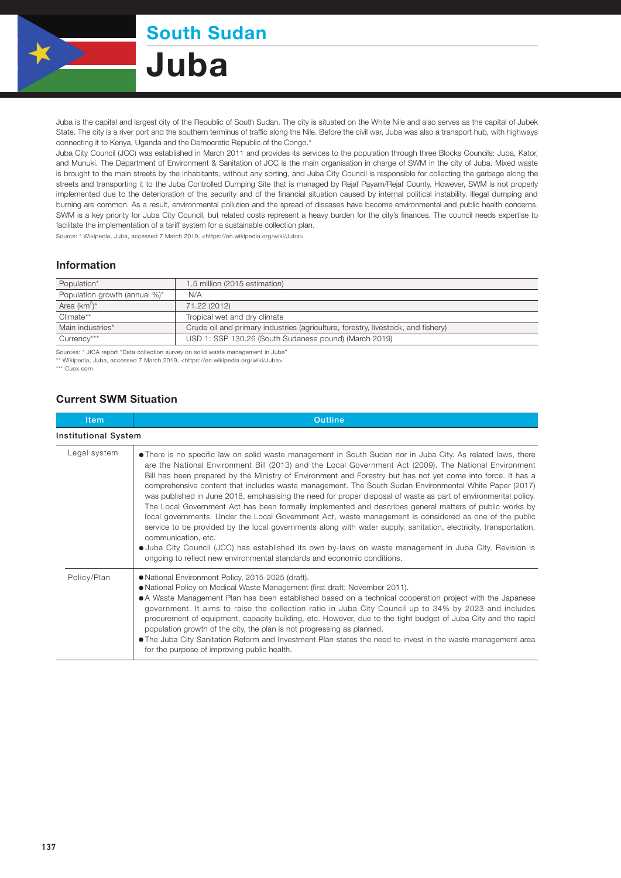# South Sudan

# Juba

Juba is the capital and largest city of the Republic of South Sudan. The city is situated on the White Nile and also serves as the capital of Jubek State. The city is a river port and the southern terminus of traffic along the Nile. Before the civil war, Juba was also a transport hub, with highways connecting it to Kenya, Uganda and the Democratic Republic of the Congo.*

Juba City Council (JCC) was established in March 2011 and provides its services to the population through three Blocks Councils: Juba, Kator, and Munuki. The Department of Environment & Sanitation of JCC is the main organisation in charge of SWM in the city of Juba. Mixed waste is brought to the main streets by the inhabitants, without any sorting, and Juba City Council is responsible for collecting the garbage along the streets and transporting it to the Juba Controlled Dumping Site that is managed by Rejaf Payam/Rejaf County. However, SWM is not properly implemented due to the deterioration of the security and of the financial situation caused by internal political instability. Illegal dumping and burning are common. As a result, environmental pollution and the spread of diseases have become environmental and public health concerns. SWM is a key priority for Juba City Council, but related costs represent a heavy burden for the city's finances. The council needs expertise to facilitate the implementation of a tariff system for a sustainable collection plan.

Source: * Wikipedia, Juba, accessed 7 March 2019, <https://en.wikipedia.org/wiki/Juba>

## Information

| | |
|---|---|
| Population* | 1.5 million (2015 estimation) |
| Population growth (annual %)* | N/A |
| Area (km$^2$)* | 71.22 (2012) |
| Climate** | Tropical wet and dry climate |
| Main industries* | Crude oil and primary industries (agriculture, forestry, livestock, and fishery) |
| Currency*** | USD 1: SSP 130.26 (South Sudanese pound) (March 2019) |

Sources: * JICA report "Data collection survey on solid waste management in Juba"
** Wikipedia, Juba, accessed 7 March 2019, <https://en.wikipedia.org/wiki/Juba>
*** Cuex.com

## Current SWM Situation

| Item | Outline |
|---|---|
| **Institutional System** | |
| Legal system | ● There is no specific law on solid waste management in South Sudan nor in Juba City. As related laws, there are the National Environment Bill (2013) and the Local Government Act (2009). The National Environment Bill has been prepared by the Ministry of Environment and Forestry but has not yet come into force. It has a comprehensive content that includes waste management. The South Sudan Environmental White Paper (2017) was published in June 2018, emphasising the need for proper disposal of waste as part of environmental policy. The Local Government Act has been formally implemented and describes general matters of public works by local governments. Under the Local Government Act, waste management is considered as one of the public service to be provided by the local governments along with water supply, sanitation, electricity, transportation, communication, etc.<br>● Juba City Council (JCC) has established its own by-laws on waste management in Juba City. Revision is ongoing to reflect new environmental standards and economic conditions. |
| Policy/Plan | ● National Environment Policy, 2015-2025 (draft).<br>● National Policy on Medical Waste Management (first draft: November 2011).<br>● A Waste Management Plan has been established based on a technical cooperation project with the Japanese government. It aims to raise the collection ratio in Juba City Council up to 34% by 2023 and includes procurement of equipment, capacity building, etc. However, due to the tight budget of Juba City and the rapid population growth of the city, the plan is not progressing as planned.<br>● The Juba City Sanitation Reform and Investment Plan states the need to invest in the waste management area for the purpose of improving public health. |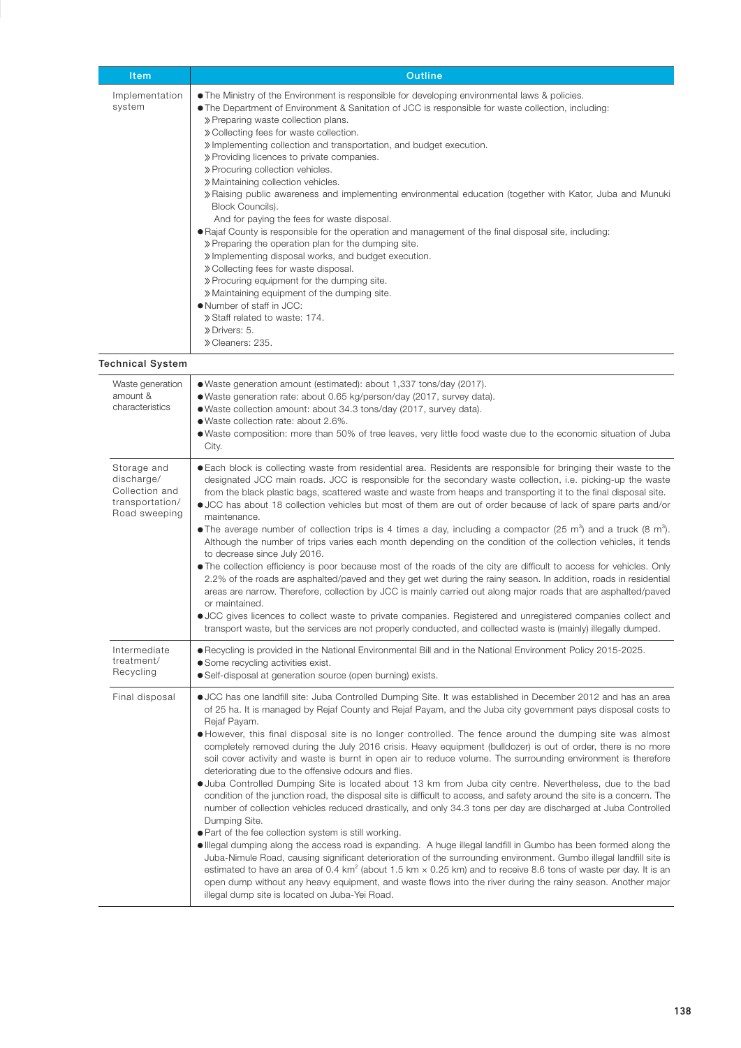| Item | Outline |
|---|---|
| Implementation system | ● The Ministry of the Environment is responsible for developing environmental laws & policies.<br>● The Department of Environment & Sanitation of JCC is responsible for waste collection, including:<br>» Preparing waste collection plans.<br>» Collecting fees for waste collection.<br>» Implementing collection and transportation, and budget execution.<br>» Providing licences to private companies.<br>» Procuring collection vehicles.<br>» Maintaining collection vehicles.<br>» Raising public awareness and implementing environmental education (together with Kator, Juba and Munuki Block Councils).<br>And for paying the fees for waste disposal.<br>● Rajaf County is responsible for the operation and management of the final disposal site, including:<br>» Preparing the operation plan for the dumping site.<br>» Implementing disposal works, and budget execution.<br>» Collecting fees for waste disposal.<br>» Procuring equipment for the dumping site.<br>» Maintaining equipment of the dumping site.<br>● Number of staff in JCC:<br>» Staff related to waste: 174.<br>» Drivers: 5.<br>» Cleaners: 235. |

**Technical System**

| Item | Outline |
|---|---|
| Waste generation amount & characteristics | ● Waste generation amount (estimated): about 1,337 tons/day (2017).<br>● Waste generation rate: about 0.65 kg/person/day (2017, survey data).<br>● Waste collection amount: about 34.3 tons/day (2017, survey data).<br>● Waste collection rate: about 2.6%.<br>● Waste composition: more than 50% of tree leaves, very little food waste due to the economic situation of Juba City. |
| Storage and discharge/ Collection and transportation/ Road sweeping | ● Each block is collecting waste from residential area. Residents are responsible for bringing their waste to the designated JCC main roads. JCC is responsible for the secondary waste collection, i.e. picking-up the waste from the black plastic bags, scattered waste and waste from heaps and transporting it to the final disposal site.<br>● JCC has about 18 collection vehicles but most of them are out of order because of lack of spare parts and/or maintenance.<br>● The average number of collection trips is 4 times a day, including a compactor (25 $m^3$) and a truck (8 $m^3$). Although the number of trips varies each month depending on the condition of the collection vehicles, it tends to decrease since July 2016.<br>● The collection efficiency is poor because most of the roads of the city are difficult to access for vehicles. Only 2.2% of the roads are asphalted/paved and they get wet during the rainy season. In addition, roads in residential areas are narrow. Therefore, collection by JCC is mainly carried out along major roads that are asphalted/paved or maintained.<br>● JCC gives licences to collect waste to private companies. Registered and unregistered companies collect and transport waste, but the services are not properly conducted, and collected waste is (mainly) illegally dumped. |
| Intermediate treatment/ Recycling | ● Recycling is provided in the National Environmental Bill and in the National Environment Policy 2015-2025.<br>● Some recycling activities exist.<br>● Self-disposal at generation source (open burning) exists. |
| Final disposal | ● JCC has one landfill site: Juba Controlled Dumping Site. It was established in December 2012 and has an area of 25 ha. It is managed by Rejaf County and Rejaf Payam, and the Juba city government pays disposal costs to Rejaf Payam.<br>● However, this final disposal site is no longer controlled. The fence around the dumping site was almost completely removed during the July 2016 crisis. Heavy equipment (bulldozer) is out of order, there is no more soil cover activity and waste is burnt in open air to reduce volume. The surrounding environment is therefore deteriorating due to the offensive odours and flies.<br>● Juba Controlled Dumping Site is located about 13 km from Juba city centre. Nevertheless, due to the bad condition of the junction road, the disposal site is difficult to access, and safety around the site is a concern. The number of collection vehicles reduced drastically, and only 34.3 tons per day are discharged at Juba Controlled Dumping Site.<br>● Part of the fee collection system is still working.<br>● Illegal dumping along the access road is expanding. A huge illegal landfill in Gumbo has been formed along the Juba-Nimule Road, causing significant deterioration of the surrounding environment. Gumbo illegal landfill site is estimated to have an area of 0.4 $km^2$ (about 1.5 km × 0.25 km) and to receive 8.6 tons of waste per day. It is an open dump without any heavy equipment, and waste flows into the river during the rainy season. Another major illegal dump site is located on Juba-Yei Road. |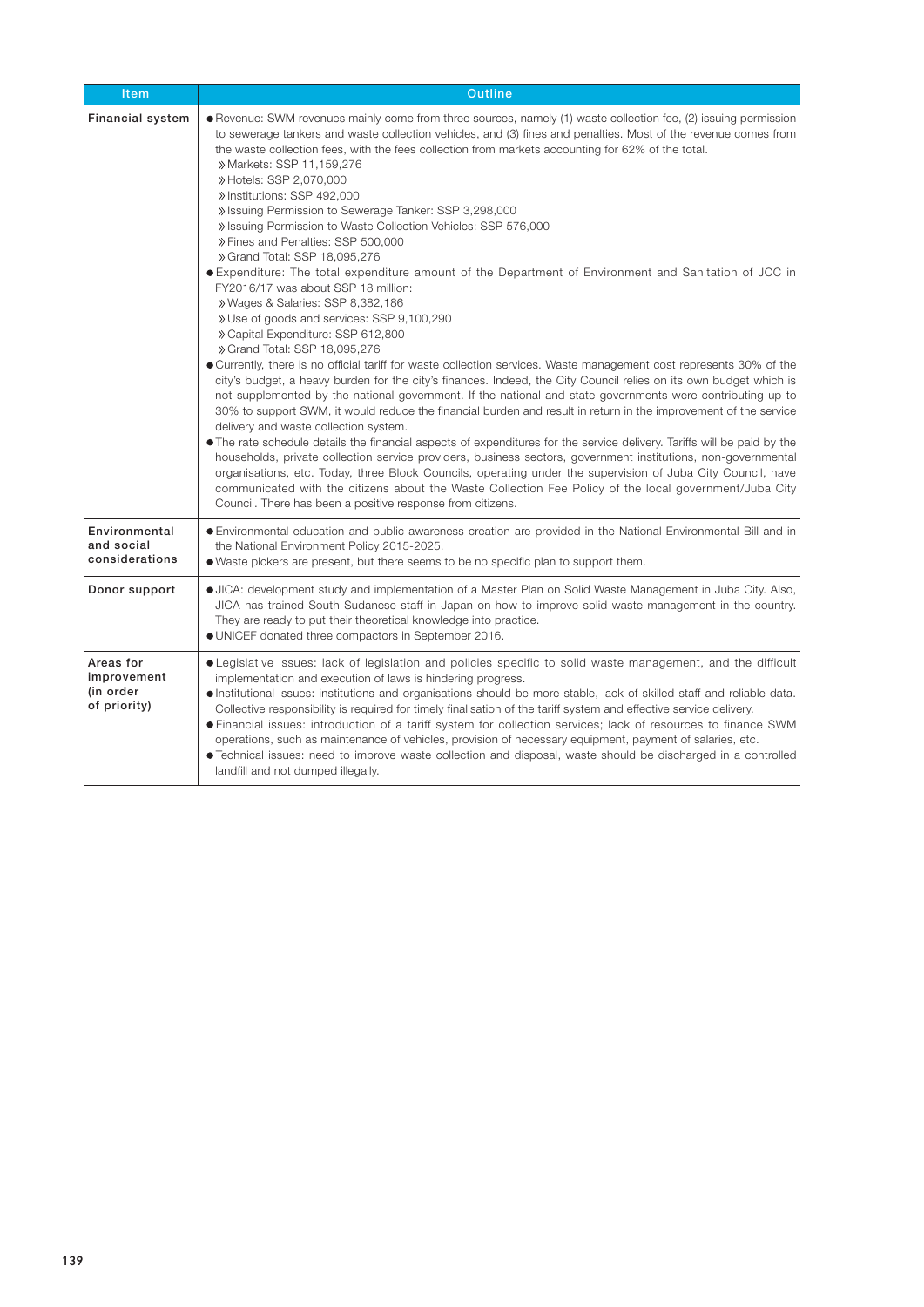| Item | Outline |
| --- | --- |
| Financial system | ● Revenue: SWM revenues mainly come from three sources, namely (1) waste collection fee, (2) issuing permission to sewerage tankers and waste collection vehicles, and (3) fines and penalties. Most of the revenue comes from the waste collection fees, with the fees collection from markets accounting for 62% of the total.<br>» Markets: SSP 11,159,276<br>» Hotels: SSP 2,070,000<br>» Institutions: SSP 492,000<br>» Issuing Permission to Sewerage Tanker: SSP 3,298,000<br>» Issuing Permission to Waste Collection Vehicles: SSP 576,000<br>» Fines and Penalties: SSP 500,000<br>» Grand Total: SSP 18,095,276<br>● Expenditure: The total expenditure amount of the Department of Environment and Sanitation of JCC in FY2016/17 was about SSP 18 million:<br>» Wages & Salaries: SSP 8,382,186<br>» Use of goods and services: SSP 9,100,290<br>» Capital Expenditure: SSP 612,800<br>» Grand Total: SSP 18,095,276<br>● Currently, there is no official tariff for waste collection services. Waste management cost represents 30% of the city's budget, a heavy burden for the city's finances. Indeed, the City Council relies on its own budget which is not supplemented by the national government. If the national and state governments were contributing up to 30% to support SWM, it would reduce the financial burden and result in return in the improvement of the service delivery and waste collection system.<br>● The rate schedule details the financial aspects of expenditures for the service delivery. Tariffs will be paid by the households, private collection service providers, business sectors, government institutions, non-governmental organisations, etc. Today, three Block Councils, operating under the supervision of Juba City Council, have communicated with the citizens about the Waste Collection Fee Policy of the local government/Juba City Council. There has been a positive response from citizens. |
| Environmental and social considerations | ● Environmental education and public awareness creation are provided in the National Environmental Bill and in the National Environment Policy 2015-2025.<br>● Waste pickers are present, but there seems to be no specific plan to support them. |
| Donor support | ● JICA: development study and implementation of a Master Plan on Solid Waste Management in Juba City. Also, JICA has trained South Sudanese staff in Japan on how to improve solid waste management in the country. They are ready to put their theoretical knowledge into practice.<br>● UNICEF donated three compactors in September 2016. |
| Areas for improvement (in order of priority) | ● Legislative issues: lack of legislation and policies specific to solid waste management, and the difficult implementation and execution of laws is hindering progress.<br>● Institutional issues: institutions and organisations should be more stable, lack of skilled staff and reliable data. Collective responsibility is required for timely finalisation of the tariff system and effective service delivery.<br>● Financial issues: introduction of a tariff system for collection services; lack of resources to finance SWM operations, such as maintenance of vehicles, provision of necessary equipment, payment of salaries, etc.<br>● Technical issues: need to improve waste collection and disposal, waste should be discharged in a controlled landfill and not dumped illegally. |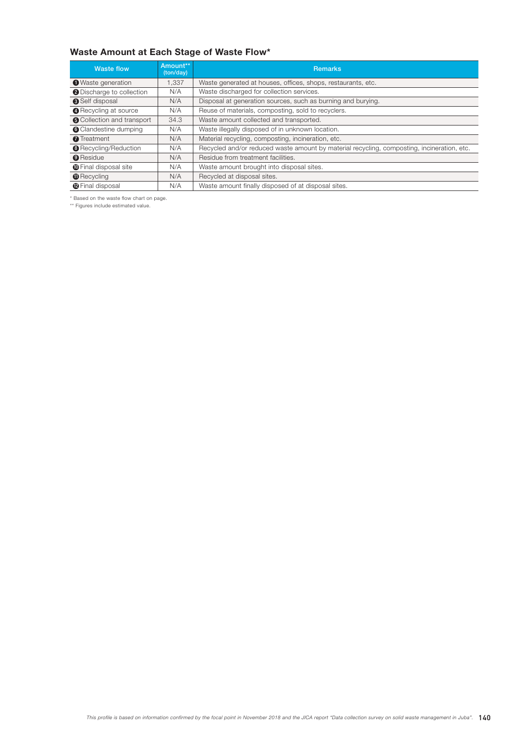## Waste Amount at Each Stage of Waste Flow*

| Waste flow | Amount** (ton/day) | Remarks |
|---|---|---|
| ❶ Waste generation | 1,337 | Waste generated at houses, offices, shops, restaurants, etc. |
| ❷ Discharge to collection | N/A | Waste discharged for collection services. |
| ❸ Self disposal | N/A | Disposal at generation sources, such as burning and burying. |
| ❹ Recycling at source | N/A | Reuse of materials, composting, sold to recyclers. |
| ❺ Collection and transport | 34.3 | Waste amount collected and transported. |
| ❻ Clandestine dumping | N/A | Waste illegally disposed of in unknown location. |
| ❼ Treatment | N/A | Material recycling, composting, incineration, etc. |
| ❽ Recycling/Reduction | N/A | Recycled and/or reduced waste amount by material recycling, composting, incineration, etc. |
| ❾ Residue | N/A | Residue from treatment facilities. |
| ❿ Final disposal site | N/A | Waste amount brought into disposal sites. |
| ⓫ Recycling | N/A | Recycled at disposal sites. |
| ⓬ Final disposal | N/A | Waste amount finally disposed of at disposal sites. |

* Based on the waste flow chart on page.
** Figures include estimated value.

*This profile is based on information confirmed by the focal point in November 2018 and the JICA report "Data collection survey on solid waste management in Juba".*